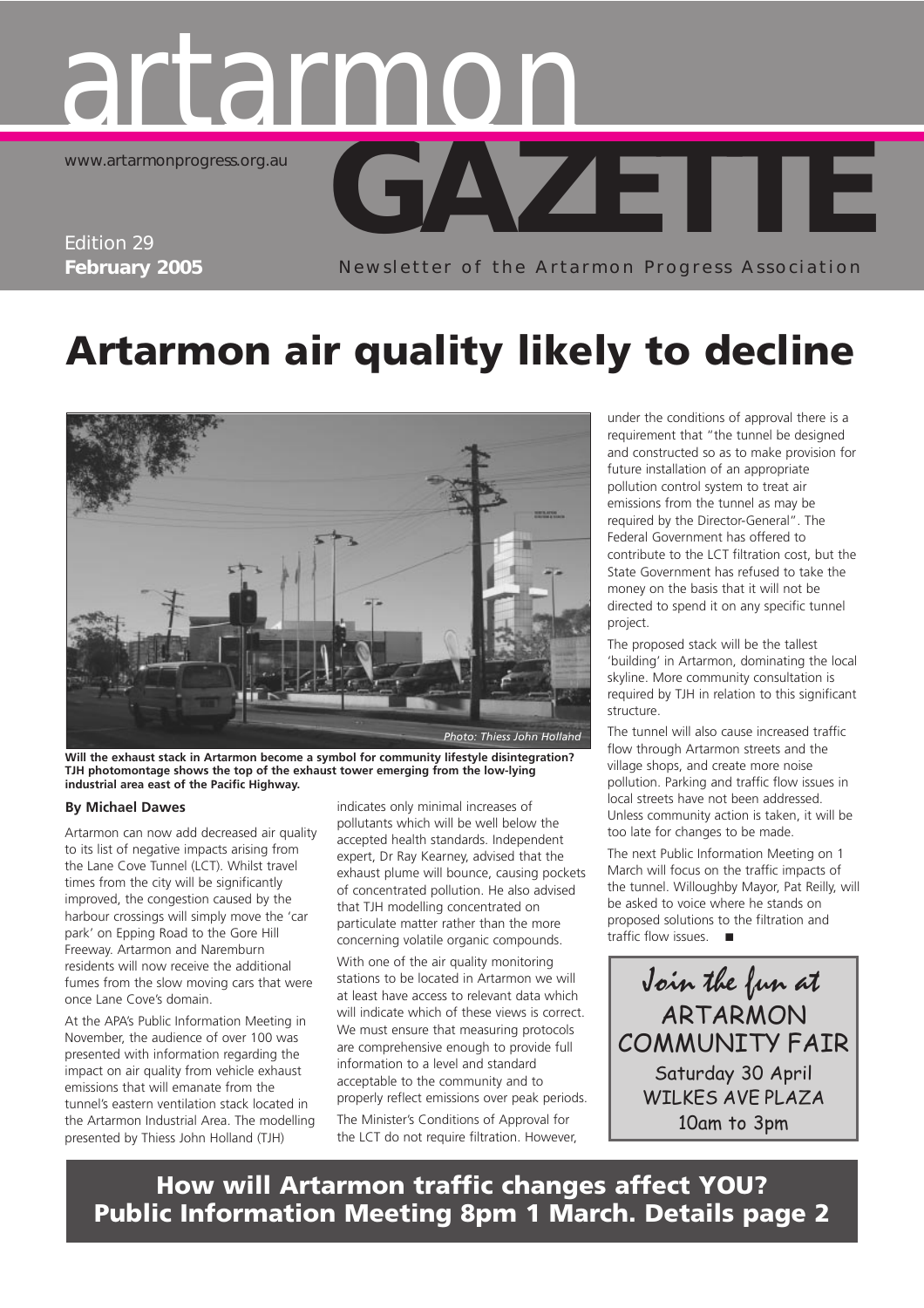# artarmon GAZETTE

www.artarmonprogress.org.au

Edition 29
**February 2005**

Newsletter of the Artarmon Progress Association

# Artarmon air quality likely to decline

*Photo: Thiess John Holland*

**Will the exhaust stack in Artarmon become a symbol for community lifestyle disintegration? TJH photomontage shows the top of the exhaust tower emerging from the low-lying industrial area east of the Pacific Highway.**

**By Michael Dawes**

Artarmon can now add decreased air quality to its list of negative impacts arising from the Lane Cove Tunnel (LCT). Whilst travel times from the city will be significantly improved, the congestion caused by the harbour crossings will simply move the 'car park' on Epping Road to the Gore Hill Freeway. Artarmon and Naremburn residents will now receive the additional fumes from the slow moving cars that were once Lane Cove's domain.

At the APA's Public Information Meeting in November, the audience of over 100 was presented with information regarding the impact on air quality from vehicle exhaust emissions that will emanate from the tunnel's eastern ventilation stack located in the Artarmon Industrial Area. The modelling presented by Thiess John Holland (TJH) indicates only minimal increases of pollutants which will be well below the accepted health standards. Independent expert, Dr Ray Kearney, advised that the exhaust plume will bounce, causing pockets of concentrated pollution. He also advised that TJH modelling concentrated on particulate matter rather than the more concerning volatile organic compounds.

With one of the air quality monitoring stations to be located in Artarmon we will at least have access to relevant data which will indicate which of these views is correct. We must ensure that measuring protocols are comprehensive enough to provide full information to a level and standard acceptable to the community and to properly reflect emissions over peak periods.

The Minister's Conditions of Approval for the LCT do not require filtration. However, under the conditions of approval there is a requirement that "the tunnel be designed and constructed so as to make provision for future installation of an appropriate pollution control system to treat air emissions from the tunnel as may be required by the Director-General". The Federal Government has offered to contribute to the LCT filtration cost, but the State Government has refused to take the money on the basis that it will not be directed to spend it on any specific tunnel project.

The proposed stack will be the tallest 'building' in Artarmon, dominating the local skyline. More community consultation is required by TJH in relation to this significant structure.

The tunnel will also cause increased traffic flow through Artarmon streets and the village shops, and create more noise pollution. Parking and traffic flow issues in local streets have not been addressed. Unless community action is taken, it will be too late for changes to be made.

The next Public Information Meeting on 1 March will focus on the traffic impacts of the tunnel. Willoughby Mayor, Pat Reilly, will be asked to voice where he stands on proposed solutions to the filtration and traffic flow issues. ■

*Join the fun at*
ARTARMON COMMUNITY FAIR
Saturday 30 April
WILKES AVE PLAZA
10am to 3pm

**How will Artarmon traffic changes affect YOU?
Public Information Meeting 8pm 1 March. Details page 2**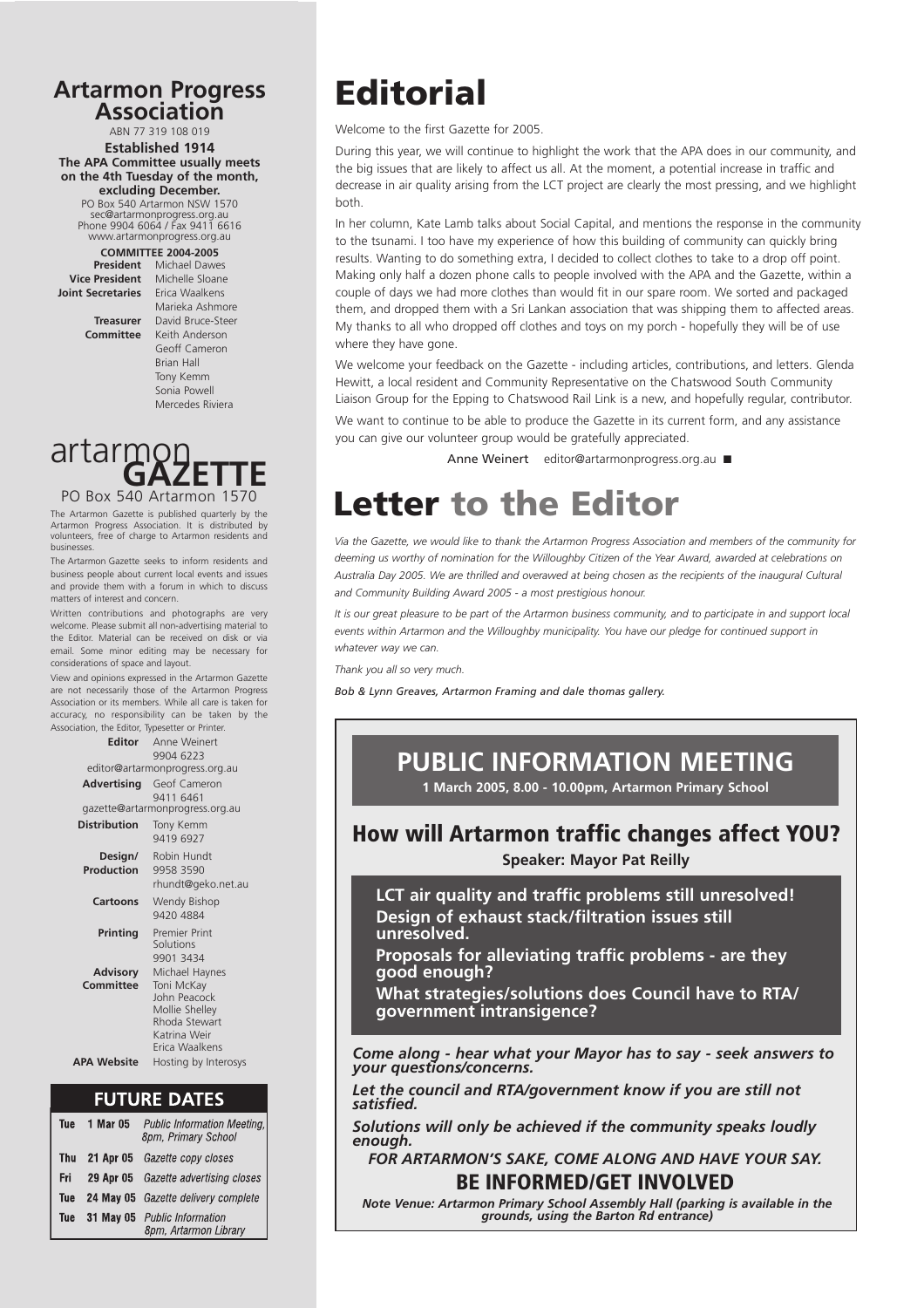## Artarmon Progress Association

ABN 77 319 108 019

**Established 1914**

**The APA Committee usually meets on the 4th Tuesday of the month, excluding December.**

PO Box 540 Artarmon NSW 1570
sec@artarmonprogress.org.au
Phone 9904 6064 / Fax 9411 6616
www.artarmonprogress.org.au

**COMMITTEE 2004-2005**

| | |
|---|---|
| **President** | Michael Dawes |
| **Vice President** | Michelle Sloane |
| **Joint Secretaries** | Erica Waalkens, Marieka Ashmore |
| **Treasurer** | David Bruce-Steer |
| **Committee** | Keith Anderson, Geoff Cameron, Brian Hall, Tony Kemm, Sonia Powell, Mercedes Riviera |

## artarmon GAZETTE

PO Box 540 Artarmon 1570

The Artarmon Gazette is published quarterly by the Artarmon Progress Association. It is distributed by volunteers, free of charge to Artarmon residents and businesses.

The Artarmon Gazette seeks to inform residents and business people about current local events and issues and provide them with a forum in which to discuss matters of interest and concern.

Written contributions and photographs are very welcome. Please submit all non-advertising material to the Editor. Material can be received on disk or via email. Some minor editing may be necessary for considerations of space and layout.

View and opinions expressed in the Artarmon Gazette are not necessarily those of the Artarmon Progress Association or its members. While all care is taken for accuracy, no responsibility can be taken by the Association, the Editor, Typesetter or Printer.

| | |
|---|---|
| **Editor** | Anne Weinert, 9904 6223, editor@artarmonprogress.org.au |
| **Advertising** | Geof Cameron, 9411 6461, gazette@artarmonprogress.org.au |
| **Distribution** | Tony Kemm, 9419 6927 |
| **Design/ Production** | Robin Hundt, 9958 3590, rhundt@geko.net.au |
| **Cartoons** | Wendy Bishop, 9420 4884 |
| **Printing** | Premier Print Solutions, 9901 3434 |
| **Advisory Committee** | Michael Haynes, Toni McKay, John Peacock, Mollie Shelley, Rhoda Stewart, Katrina Weir, Erica Waalkens |
| **APA Website** | Hosting by Interosys |

### FUTURE DATES

| | | |
|---|---|---|
| Tue | 1 Mar 05 | *Public Information Meeting, 8pm, Primary School* |
| Thu | 21 Apr 05 | *Gazette copy closes* |
| Fri | 29 Apr 05 | *Gazette advertising closes* |
| Tue | 24 May 05 | *Gazette delivery complete* |
| Tue | 31 May 05 | *Public Information 8pm, Artarmon Library* |

# Editorial

Welcome to the first Gazette for 2005.

During this year, we will continue to highlight the work that the APA does in our community, and the big issues that are likely to affect us all. At the moment, a potential increase in traffic and decrease in air quality arising from the LCT project are clearly the most pressing, and we highlight both.

In her column, Kate Lamb talks about Social Capital, and mentions the response in the community to the tsunami. I too have my experience of how this building of community can quickly bring results. Wanting to do something extra, I decided to collect clothes to take to a drop off point. Making only half a dozen phone calls to people involved with the APA and the Gazette, within a couple of days we had more clothes than would fit in our spare room. We sorted and packaged them, and dropped them with a Sri Lankan association that was shipping them to affected areas. My thanks to all who dropped off clothes and toys on my porch - hopefully they will be of use where they have gone.

We welcome your feedback on the Gazette - including articles, contributions, and letters. Glenda Hewitt, a local resident and Community Representative on the Chatswood South Community Liaison Group for the Epping to Chatswood Rail Link is a new, and hopefully regular, contributor.

We want to continue to be able to produce the Gazette in its current form, and any assistance you can give our volunteer group would be gratefully appreciated.

Anne Weinert editor@artarmonprogress.org.au ■

# Letter to the Editor

*Via the Gazette, we would like to thank the Artarmon Progress Association and members of the community for deeming us worthy of nomination for the Willoughby Citizen of the Year Award, awarded at celebrations on Australia Day 2005. We are thrilled and overawed at being chosen as the recipients of the inaugural Cultural and Community Building Award 2005 - a most prestigious honour.*

*It is our great pleasure to be part of the Artarmon business community, and to participate in and support local events within Artarmon and the Willoughby municipality. You have our pledge for continued support in whatever way we can.*

*Thank you all so very much.*

***Bob & Lynn Greaves, Artarmon Framing and dale thomas gallery.***

## PUBLIC INFORMATION MEETING

**1 March 2005, 8.00 - 10.00pm, Artarmon Primary School**

### How will Artarmon traffic changes affect YOU?

**Speaker: Mayor Pat Reilly**

**LCT air quality and traffic problems still unresolved!**
**Design of exhaust stack/filtration issues still unresolved.**
**Proposals for alleviating traffic problems - are they good enough?**
**What strategies/solutions does Council have to RTA/ government intransigence?**

***Come along - hear what your Mayor has to say - seek answers to your questions/concerns.***

***Let the council and RTA/government know if you are still not satisfied.***

***Solutions will only be achieved if the community speaks loudly enough.***

***FOR ARTARMON'S SAKE, COME ALONG AND HAVE YOUR SAY.***

**BE INFORMED/GET INVOLVED**

***Note Venue: Artarmon Primary School Assembly Hall (parking is available in the grounds, using the Barton Rd entrance)***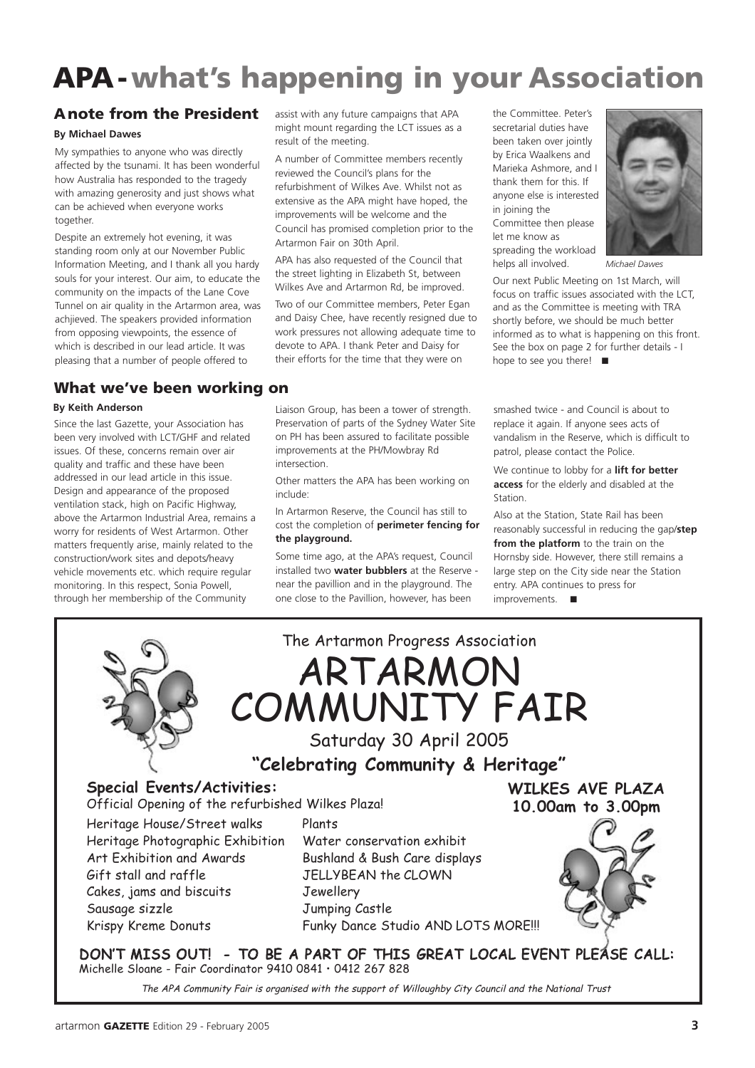# APA - what's happening in your Association

## A note from the President

**By Michael Dawes**

My sympathies to anyone who was directly affected by the tsunami. It has been wonderful how Australia has responded to the tragedy with amazing generosity and just shows what can be achieved when everyone works together.

Despite an extremely hot evening, it was standing room only at our November Public Information Meeting, and I thank all you hardy souls for your interest. Our aim, to educate the community on the impacts of the Lane Cove Tunnel on air quality in the Artarmon area, was achjieved. The speakers provided information from opposing viewpoints, the essence of which is described in our lead article. It was pleasing that a number of people offered to assist with any future campaigns that APA might mount regarding the LCT issues as a result of the meeting.

A number of Committee members recently reviewed the Council's plans for the refurbishment of Wilkes Ave. Whilst not as extensive as the APA might have hoped, the improvements will be welcome and the Council has promised completion prior to the Artarmon Fair on 30th April.

APA has also requested of the Council that the street lighting in Elizabeth St, between Wilkes Ave and Artarmon Rd, be improved.

Two of our Committee members, Peter Egan and Daisy Chee, have recently resigned due to work pressures not allowing adequate time to devote to APA. I thank Peter and Daisy for their efforts for the time that they were on the Committee. Peter's secretarial duties have been taken over jointly by Erica Waalkens and Marieka Ashmore, and I thank them for this. If anyone else is interested in joining the Committee then please let me know as spreading the workload helps all involved.

*Michael Dawes*

Our next Public Meeting on 1st March, will focus on traffic issues associated with the LCT, and as the Committee is meeting with TRA shortly before, we should be much better informed as to what is happening on this front. See the box on page 2 for further details - I hope to see you there! ■

## What we've been working on

**By Keith Anderson**

Since the last Gazette, your Association has been very involved with LCT/GHF and related issues. Of these, concerns remain over air quality and traffic and these have been addressed in our lead article in this issue. Design and appearance of the proposed ventilation stack, high on Pacific Highway, above the Artarmon Industrial Area, remains a worry for residents of West Artarmon. Other matters frequently arise, mainly related to the construction/work sites and depots/heavy vehicle movements etc. which require regular monitoring. In this respect, Sonia Powell, through her membership of the Community Liaison Group, has been a tower of strength. Preservation of parts of the Sydney Water Site on PH has been assured to facilitate possible improvements at the PH/Mowbray Rd intersection.

Other matters the APA has been working on include:

In Artarmon Reserve, the Council has still to cost the completion of **perimeter fencing for the playground.**

Some time ago, at the APA's request, Council installed two **water bubblers** at the Reserve - near the pavillion and in the playground. The one close to the Pavillion, however, has been smashed twice - and Council is about to replace it again. If anyone sees acts of vandalism in the Reserve, which is difficult to patrol, please contact the Police.

We continue to lobby for a **lift for better access** for the elderly and disabled at the Station.

Also at the Station, State Rail has been reasonably successful in reducing the gap/**step from the platform** to the train on the Hornsby side. However, there still remains a large step on the City side near the Station entry. APA continues to press for improvements. ■

---

The Artarmon Progress Association

# ARTARMON COMMUNITY FAIR

Saturday 30 April 2005

**"Celebrating Community & Heritage"**

**WILKES AVE PLAZA**
**10.00am to 3.00pm**

**Special Events/Activities:**

Official Opening of the refurbished Wilkes Plaza!

- Heritage House/Street walks
- Heritage Photographic Exhibition
- Art Exhibition and Awards
- Gift stall and raffle
- Cakes, jams and biscuits
- Sausage sizzle
- Krispy Kreme Donuts
- Plants
- Water conservation exhibit
- Bushland & Bush Care displays
- JELLYBEAN the CLOWN
- Jewellery
- Jumping Castle
- Funky Dance Studio AND LOTS MORE!!!

**DON'T MISS OUT! - TO BE A PART OF THIS GREAT LOCAL EVENT PLEASE CALL:**
Michelle Sloane - Fair Coordinator 9410 0841 • 0412 267 828

*The APA Community Fair is organised with the support of Willoughby City Council and the National Trust*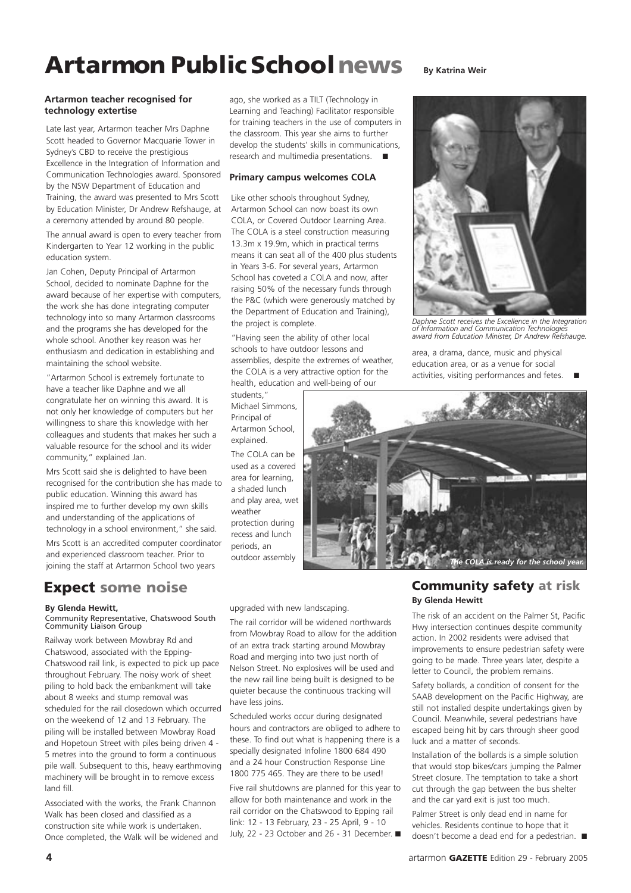# Artarmon Public School news

By Katrina Weir

### Artarmon teacher recognised for technology extertise

Late last year, Artarmon teacher Mrs Daphne Scott headed to Governor Macquarie Tower in Sydney's CBD to receive the prestigious Excellence in the Integration of Information and Communication Technologies award. Sponsored by the NSW Department of Education and Training, the award was presented to Mrs Scott by Education Minister, Dr Andrew Refshauge, at a ceremony attended by around 80 people.

The annual award is open to every teacher from Kindergarten to Year 12 working in the public education system.

Jan Cohen, Deputy Principal of Artarmon School, decided to nominate Daphne for the award because of her expertise with computers, the work she has done integrating computer technology into so many Artarmon classrooms and the programs she has developed for the whole school. Another key reason was her enthusiasm and dedication in establishing and maintaining the school website.

"Artarmon School is extremely fortunate to have a teacher like Daphne and we all congratulate her on winning this award. It is not only her knowledge of computers but her willingness to share this knowledge with her colleagues and students that makes her such a valuable resource for the school and its wider community," explained Jan.

Mrs Scott said she is delighted to have been recognised for the contribution she has made to public education. Winning this award has inspired me to further develop my own skills and understanding of the applications of technology in a school environment," she said.

Mrs Scott is an accredited computer coordinator and experienced classroom teacher. Prior to joining the staff at Artarmon School two years ago, she worked as a TILT (Technology in Learning and Teaching) Facilitator responsible for training teachers in the use of computers in the classroom. This year she aims to further develop the students' skills in communications, research and multimedia presentations. ■

*Daphne Scott receives the Excellence in the Integration of Information and Communication Technologies award from Education Minister, Dr Andrew Refshauge.*

### Primary campus welcomes COLA

Like other schools throughout Sydney, Artarmon School can now boast its own COLA, or Covered Outdoor Learning Area. The COLA is a steel construction measuring 13.3m x 19.9m, which in practical terms means it can seat all of the 400 plus students in Years 3-6. For several years, Artarmon School has coveted a COLA and now, after raising 50% of the necessary funds through the P&C (which were generously matched by the Department of Education and Training), the project is complete.

"Having seen the ability of other local schools to have outdoor lessons and assemblies, despite the extremes of weather, the COLA is a very attractive option for the health, education and well-being of our students," Michael Simmons, Principal of Artarmon School, explained.

The COLA can be used as a covered area for learning, a shaded lunch and play area, wet weather protection during recess and lunch periods, an outdoor assembly area, a drama, dance, music and physical education area, or as a venue for social activities, visiting performances and fetes. ■

*The COLA is ready for the school year.*

## Expect some noise

**By Glenda Hewitt,**
Community Representative, Chatswood South Community Liaison Group

Railway work between Mowbray Rd and Chatswood, associated with the Epping-Chatswood rail link, is expected to pick up pace throughout February. The noisy work of sheet piling to hold back the embankment will take about 8 weeks and stump removal was scheduled for the rail closedown which occurred on the weekend of 12 and 13 February. The piling will be installed between Mowbray Road and Hopetoun Street with piles being driven 4 - 5 metres into the ground to form a continuous pile wall. Subsequent to this, heavy earthmoving machinery will be brought in to remove excess land fill.

Associated with the works, the Frank Channon Walk has been closed and classified as a construction site while work is undertaken. Once completed, the Walk will be widened and upgraded with new landscaping.

The rail corridor will be widened northwards from Mowbray Road to allow for the addition of an extra track starting around Mowbray Road and merging into two just north of Nelson Street. No explosives will be used and the new rail line being built is designed to be quieter because the continuous tracking will have less joins.

Scheduled works occur during designated hours and contractors are obliged to adhere to these. To find out what is happening there is a specially designated Infoline 1800 684 490 and a 24 hour Construction Response Line 1800 775 465. They are there to be used!

Five rail shutdowns are planned for this year to allow for both maintenance and work in the rail corridor on the Chatswood to Epping rail link: 12 - 13 February, 23 - 25 April, 9 - 10 July, 22 - 23 October and 26 - 31 December. ■

## Community safety at risk

**By Glenda Hewitt**

The risk of an accident on the Palmer St, Pacific Hwy intersection continues despite community action. In 2002 residents were advised that improvements to ensure pedestrian safety were going to be made. Three years later, despite a letter to Council, the problem remains.

Safety bollards, a condition of consent for the SAAB development on the Pacific Highway, are still not installed despite undertakings given by Council. Meanwhile, several pedestrians have escaped being hit by cars through sheer good luck and a matter of seconds.

Installation of the bollards is a simple solution that would stop bikes/cars jumping the Palmer Street closure. The temptation to take a short cut through the gap between the bus shelter and the car yard exit is just too much.

Palmer Street is only dead end in name for vehicles. Residents continue to hope that it doesn't become a dead end for a pedestrian. ■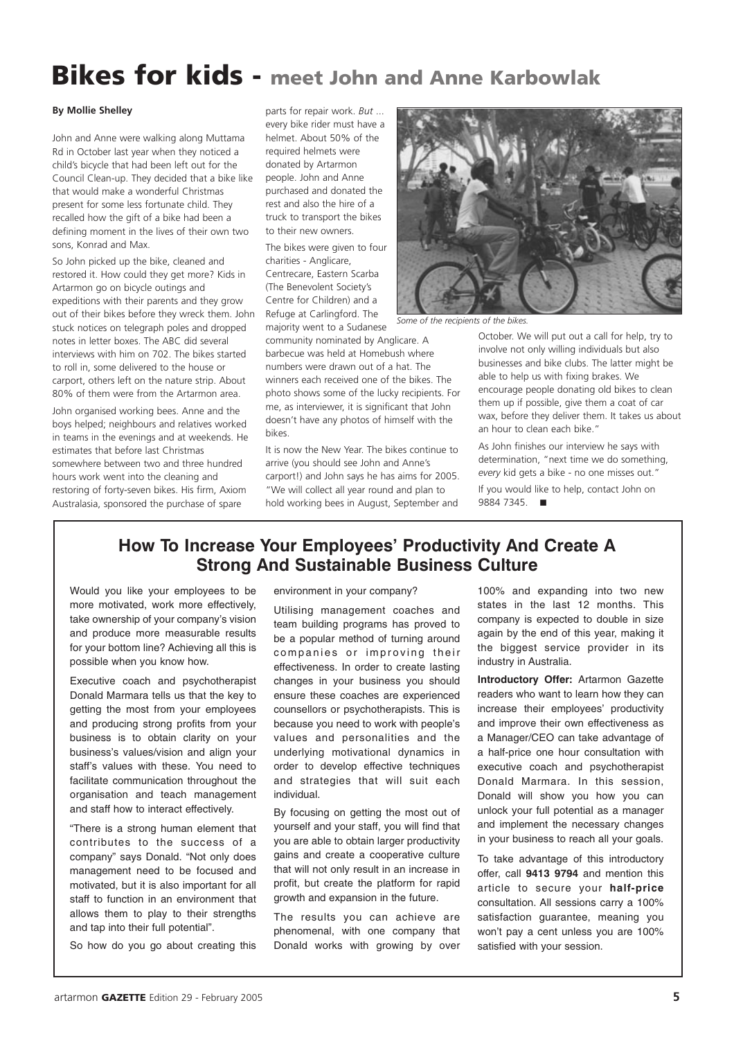# Bikes for kids - meet John and Anne Karbowlak

**By Mollie Shelley**

John and Anne were walking along Muttama Rd in October last year when they noticed a child's bicycle that had been left out for the Council Clean-up. They decided that a bike like that would make a wonderful Christmas present for some less fortunate child. They recalled how the gift of a bike had been a defining moment in the lives of their own two sons, Konrad and Max.

So John picked up the bike, cleaned and restored it. How could they get more? Kids in Artarmon go on bicycle outings and expeditions with their parents and they grow out of their bikes before they wreck them. John stuck notices on telegraph poles and dropped notes in letter boxes. The ABC did several interviews with him on 702. The bikes started to roll in, some delivered to the house or carport, others left on the nature strip. About 80% of them were from the Artarmon area.

John organised working bees. Anne and the boys helped; neighbours and relatives worked in teams in the evenings and at weekends. He estimates that before last Christmas somewhere between two and three hundred hours work went into the cleaning and restoring of forty-seven bikes. His firm, Axiom Australasia, sponsored the purchase of spare parts for repair work. *But ...* every bike rider must have a helmet. About 50% of the required helmets were donated by Artarmon people. John and Anne purchased and donated the rest and also the hire of a truck to transport the bikes to their new owners.

The bikes were given to four charities - Anglicare, Centrecare, Eastern Scarba (The Benevolent Society's Centre for Children) and a Refuge at Carlingford. The majority went to a Sudanese community nominated by Anglicare. A barbecue was held at Homebush where numbers were drawn out of a hat. The winners each received one of the bikes. The photo shows some of the lucky recipients. For me, as interviewer, it is significant that John doesn't have any photos of himself with the bikes.

*Some of the recipients of the bikes.*

It is now the New Year. The bikes continue to arrive (you should see John and Anne's carport!) and John says he has aims for 2005. "We will collect all year round and plan to hold working bees in August, September and October. We will put out a call for help, try to involve not only willing individuals but also businesses and bike clubs. The latter might be able to help us with fixing brakes. We encourage people donating old bikes to clean them up if possible, give them a coat of car wax, before they deliver them. It takes us about an hour to clean each bike."

As John finishes our interview he says with determination, "next time we do something, *every* kid gets a bike - no one misses out."

If you would like to help, contact John on 9884 7345. ■

## How To Increase Your Employees' Productivity And Create A Strong And Sustainable Business Culture

Would you like your employees to be more motivated, work more effectively, take ownership of your company's vision and produce more measurable results for your bottom line? Achieving all this is possible when you know how.

Executive coach and psychotherapist Donald Marmara tells us that the key to getting the most from your employees and producing strong profits from your business is to obtain clarity on your business's values/vision and align your staff's values with these. You need to facilitate communication throughout the organisation and teach management and staff how to interact effectively.

"There is a strong human element that contributes to the success of a company" says Donald. "Not only does management need to be focused and motivated, but it is also important for all staff to function in an environment that allows them to play to their strengths and tap into their full potential".

So how do you go about creating this environment in your company?

Utilising management coaches and team building programs has proved to be a popular method of turning around companies or improving their effectiveness. In order to create lasting changes in your business you should ensure these coaches are experienced counsellors or psychotherapists. This is because you need to work with people's values and personalities and the underlying motivational dynamics in order to develop effective techniques and strategies that will suit each individual.

By focusing on getting the most out of yourself and your staff, you will find that you are able to obtain larger productivity gains and create a cooperative culture that will not only result in an increase in profit, but create the platform for rapid growth and expansion in the future.

The results you can achieve are phenomenal, with one company that Donald works with growing by over 100% and expanding into two new states in the last 12 months. This company is expected to double in size again by the end of this year, making it the biggest service provider in its industry in Australia.

**Introductory Offer:** Artarmon Gazette readers who want to learn how they can increase their employees' productivity and improve their own effectiveness as a Manager/CEO can take advantage of a half-price one hour consultation with executive coach and psychotherapist Donald Marmara. In this session, Donald will show you how you can unlock your full potential as a manager and implement the necessary changes in your business to reach all your goals.

To take advantage of this introductory offer, call **9413 9794** and mention this article to secure your **half-price** consultation. All sessions carry a 100% satisfaction guarantee, meaning you won't pay a cent unless you are 100% satisfied with your session.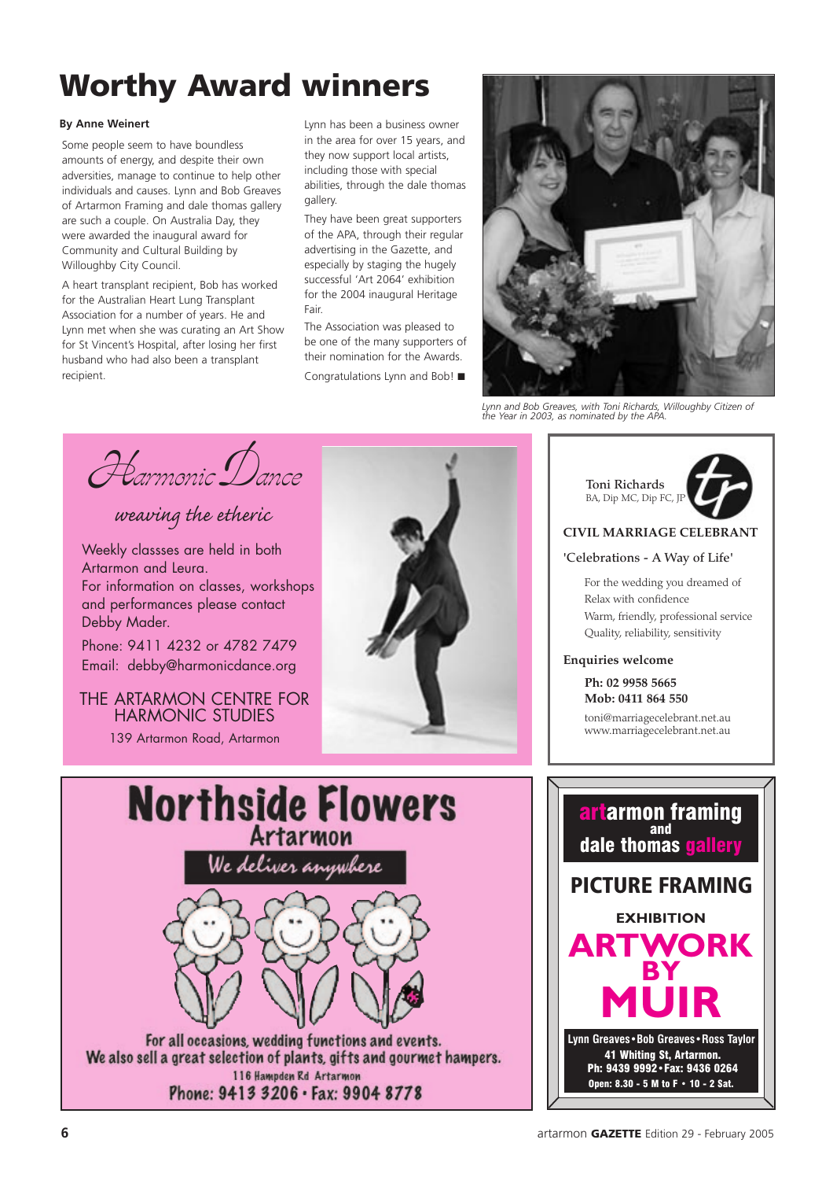# Worthy Award winners

**By Anne Weinert**

Some people seem to have boundless amounts of energy, and despite their own adversities, manage to continue to help other individuals and causes. Lynn and Bob Greaves of Artarmon Framing and dale thomas gallery are such a couple. On Australia Day, they were awarded the inaugural award for Community and Cultural Building by Willoughby City Council.

A heart transplant recipient, Bob has worked for the Australian Heart Lung Transplant Association for a number of years. He and Lynn met when she was curating an Art Show for St Vincent's Hospital, after losing her first husband who had also been a transplant recipient.

Lynn has been a business owner in the area for over 15 years, and they now support local artists, including those with special abilities, through the dale thomas gallery.

They have been great supporters of the APA, through their regular advertising in the Gazette, and especially by staging the hugely successful 'Art 2064' exhibition for the 2004 inaugural Heritage Fair.

The Association was pleased to be one of the many supporters of their nomination for the Awards.

Congratulations Lynn and Bob! ■

*Lynn and Bob Greaves, with Toni Richards, Willoughby Citizen of the Year in 2003, as nominated by the APA.*

---

## Harmonic Dance

*weaving the etheric*

Weekly classses are held in both Artarmon and Leura.
For information on classes, workshops and performances please contact Debby Mader.

Phone: 9411 4232 or 4782 7479
Email: debby@harmonicdance.org

THE ARTARMON CENTRE FOR HARMONIC STUDIES
139 Artarmon Road, Artarmon

---

Toni Richards
BA, Dip MC, Dip FC, JP

**CIVIL MARRIAGE CELEBRANT**

**'Celebrations - A Way of Life'**

For the wedding you dreamed of
Relax with confidence
Warm, friendly, professional service
Quality, reliability, sensitivity

**Enquiries welcome**

**Ph: 02 9958 5665**
**Mob: 0411 864 550**

toni@marriagecelebrant.net.au
www.marriagecelebrant.net.au

---

## Northside Flowers
### Artarmon

*We deliver anywhere*

For all occasions, wedding functions and events.
We also sell a great selection of plants, gifts and gourmet hampers.
116 Hampden Rd Artarmon
Phone: 9413 3206 • Fax: 9904 8778

---

**artarmon framing and dale thomas gallery**

## PICTURE FRAMING

**EXHIBITION**

## ARTWORK BY MUIR

Lynn Greaves • Bob Greaves • Ross Taylor
41 Whiting St, Artarmon.
Ph: 9439 9992 • Fax: 9436 0264
Open: 8.30 - 5 M to F • 10 - 2 Sat.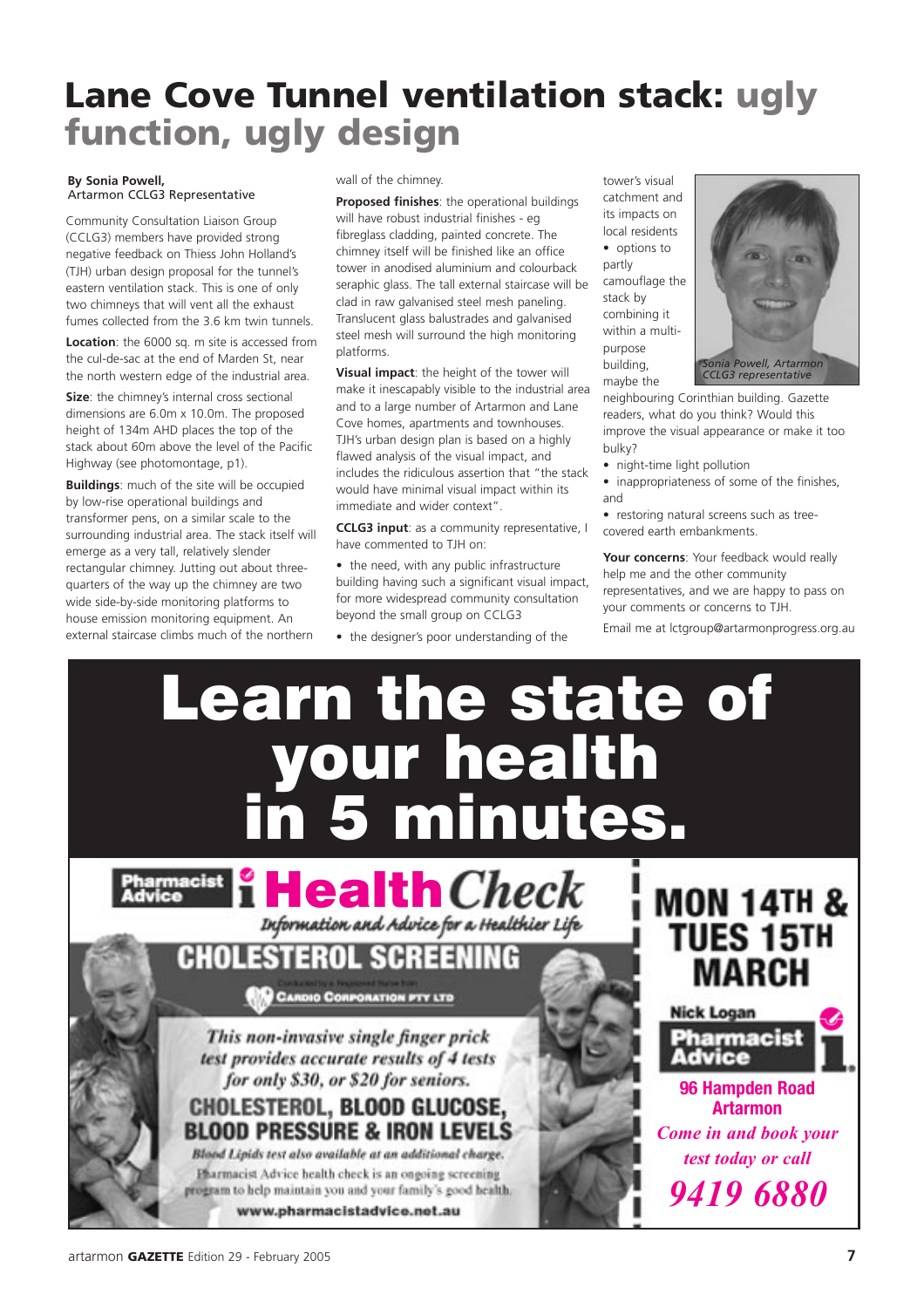# Lane Cove Tunnel ventilation stack: ugly function, ugly design

**By Sonia Powell,**
Artarmon CCLG3 Representative

Community Consultation Liaison Group (CCLG3) members have provided strong negative feedback on Thiess John Holland's (TJH) urban design proposal for the tunnel's eastern ventilation stack. This is one of only two chimneys that will vent all the exhaust fumes collected from the 3.6 km twin tunnels.

**Location**: the 6000 sq. m site is accessed from the cul-de-sac at the end of Marden St, near the north western edge of the industrial area.

**Size**: the chimney's internal cross sectional dimensions are 6.0m x 10.0m. The proposed height of 134m AHD places the top of the stack about 60m above the level of the Pacific Highway (see photomontage, p1).

**Buildings**: much of the site will be occupied by low-rise operational buildings and transformer pens, on a similar scale to the surrounding industrial area. The stack itself will emerge as a very tall, relatively slender rectangular chimney. Jutting out about three-quarters of the way up the chimney are two wide side-by-side monitoring platforms to house emission monitoring equipment. An external staircase climbs much of the northern wall of the chimney.

**Proposed finishes**: the operational buildings will have robust industrial finishes - eg fibreglass cladding, painted concrete. The chimney itself will be finished like an office tower in anodised aluminium and colourback seraphic glass. The tall external staircase will be clad in raw galvanised steel mesh paneling. Translucent glass balustrades and galvanised steel mesh will surround the high monitoring platforms.

**Visual impact**: the height of the tower will make it inescapably visible to the industrial area and to a large number of Artarmon and Lane Cove homes, apartments and townhouses. TJH's urban design plan is based on a highly flawed analysis of the visual impact, and includes the ridiculous assertion that "the stack would have minimal visual impact within its immediate and wider context".

**CCLG3 input**: as a community representative, I have commented to TJH on:

- the need, with any public infrastructure building having such a significant visual impact, for more widespread community consultation beyond the small group on CCLG3
- the designer's poor understanding of the tower's visual catchment and its impacts on local residents
- options to partly camouflage the stack by combining it within a multi-purpose building, maybe the neighbouring Corinthian building. Gazette readers, what do you think? Would this improve the visual appearance or make it too bulky?
- night-time light pollution
- inappropriateness of some of the finishes, and
- restoring natural screens such as tree-covered earth embankments.

*Sonia Powell, Artarmon CCLG3 representative*

**Your concerns**: Your feedback would really help me and the other community representatives, and we are happy to pass on your comments or concerns to TJH.

Email me at lctgroup@artarmonprogress.org.au

# Learn the state of your health in 5 minutes.

Pharmacist Advice **Health Check**

*Information and Advice for a Healthier Life*

## CHOLESTEROL SCREENING

Conducted by a Registered Nurse from CARDIO CORPORATION PTY LTD

*This non-invasive single finger prick test provides accurate results of 4 tests for only $30, or $20 for seniors.*

**CHOLESTEROL, BLOOD GLUCOSE, BLOOD PRESSURE & IRON LEVELS**

*Blood Lipids test also available at an additional charge.*

Pharmacist Advice health check is an ongoing screening program to help maintain you and your family's good health.

www.pharmacistadvice.net.au

**MON 14TH & TUES 15TH MARCH**

Nick Logan
Pharmacist Advice

**96 Hampden Road Artarmon**

*Come in and book your test today or call*

*9419 6880*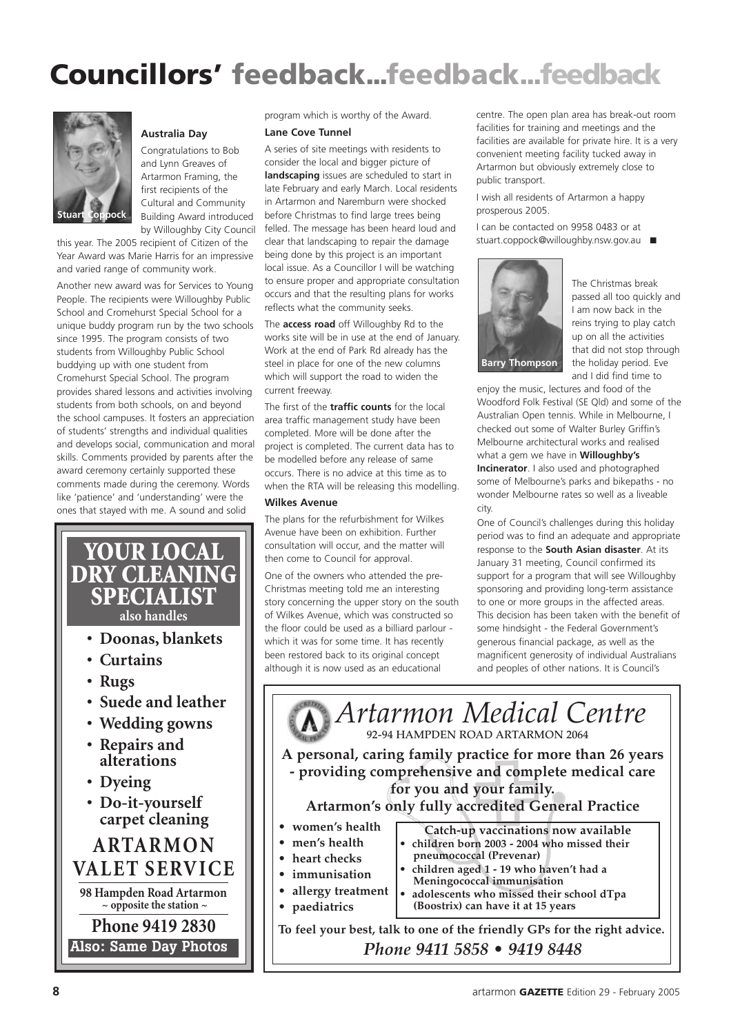# Councillors' feedback...feedback...feedback

Stuart Coppock

### Australia Day

Congratulations to Bob and Lynn Greaves of Artarmon Framing, the first recipients of the Cultural and Community Building Award introduced by Willoughby City Council this year. The 2005 recipient of Citizen of the Year Award was Marie Harris for an impressive and varied range of community work.

Another new award was for Services to Young People. The recipients were Willoughby Public School and Cromehurst Special School for a unique buddy program run by the two schools since 1995. The program consists of two students from Willoughby Public School buddying up with one student from Cromehurst Special School. The program provides shared lessons and activities involving students from both schools, on and beyond the school campuses. It fosters an appreciation of students' strengths and individual qualities and develops social, communication and moral skills. Comments provided by parents after the award ceremony certainly supported these comments made during the ceremony. Words like 'patience' and 'understanding' were the ones that stayed with me. A sound and solid program which is worthy of the Award.

### Lane Cove Tunnel

A series of site meetings with residents to consider the local and bigger picture of **landscaping** issues are scheduled to start in late February and early March. Local residents in Artarmon and Naremburn were shocked before Christmas to find large trees being felled. The message has been heard loud and clear that landscaping to repair the damage being done by this project is an important local issue. As a Councillor I will be watching to ensure proper and appropriate consultation occurs and that the resulting plans for works reflects what the community seeks.

The **access road** off Willoughby Rd to the works site will be in use at the end of January. Work at the end of Park Rd already has the steel in place for one of the new columns which will support the road to widen the current freeway.

The first of the **traffic counts** for the local area traffic management study have been completed. More will be done after the project is completed. The current data has to be modelled before any release of same occurs. There is no advice at this time as to when the RTA will be releasing this modelling.

### Wilkes Avenue

The plans for the refurbishment for Wilkes Avenue have been on exhibition. Further consultation will occur, and the matter will then come to Council for approval.

One of the owners who attended the pre-Christmas meeting told me an interesting story concerning the upper story on the south of Wilkes Avenue, which was constructed so the floor could be used as a billiard parlour - which it was for some time. It has recently been restored back to its original concept although it is now used as an educational centre. The open plan area has break-out room facilities for training and meetings and the facilities are available for private hire. It is a very convenient meeting facility tucked away in Artarmon but obviously extremely close to public transport.

I wish all residents of Artarmon a happy prosperous 2005.

I can be contacted on 9958 0483 or at stuart.coppock@willoughby.nsw.gov.au ■

Barry Thompson

The Christmas break passed all too quickly and I am now back in the reins trying to play catch up on all the activities that did not stop through the holiday period. Eve and I did find time to enjoy the music, lectures and food of the Woodford Folk Festival (SE Qld) and some of the Australian Open tennis. While in Melbourne, I checked out some of Walter Burley Griffin's Melbourne architectural works and realised what a gem we have in **Willoughby's Incinerator**. I also used and photographed some of Melbourne's parks and bikepaths - no wonder Melbourne rates so well as a liveable city.

One of Council's challenges during this holiday period was to find an adequate and appropriate response to the **South Asian disaster**. At its January 31 meeting, Council confirmed its support for a program that will see Willoughby sponsoring and providing long-term assistance to one or more groups in the affected areas. This decision has been taken with the benefit of some hindsight - the Federal Government's generous financial package, as well as the magnificent generosity of individual Australians and peoples of other nations. It is Council's

---

**YOUR LOCAL DRY CLEANING SPECIALIST**
**also handles**

- **Doonas, blankets**
- **Curtains**
- **Rugs**
- **Suede and leather**
- **Wedding gowns**
- **Repairs and alterations**
- **Dyeing**
- **Do-it-yourself carpet cleaning**

**ARTARMON VALET SERVICE**

**98 Hampden Road Artarmon**
**~ opposite the station ~**

**Phone 9419 2830**

**Also: Same Day Photos**

---

*Artarmon Medical Centre*

92-94 HAMPDEN ROAD ARTARMON 2064

**A personal, caring family practice for more than 26 years - providing comprehensive and complete medical care for you and your family.**

**Artarmon's only fully accredited General Practice**

- **women's health**
- **men's health**
- **heart checks**
- **immunisation**
- **allergy treatment**
- **paediatrics**

**Catch-up vaccinations now available**

- **children born 2003 - 2004 who missed their pneumococcal (Prevenar)**
- **children aged 1 - 19 who haven't had a Meningococcal immunisation**
- **adolescents who missed their school dTpa (Boostrix) can have it at 15 years**

**To feel your best, talk to one of the friendly GPs for the right advice.**

***Phone 9411 5858 • 9419 8448***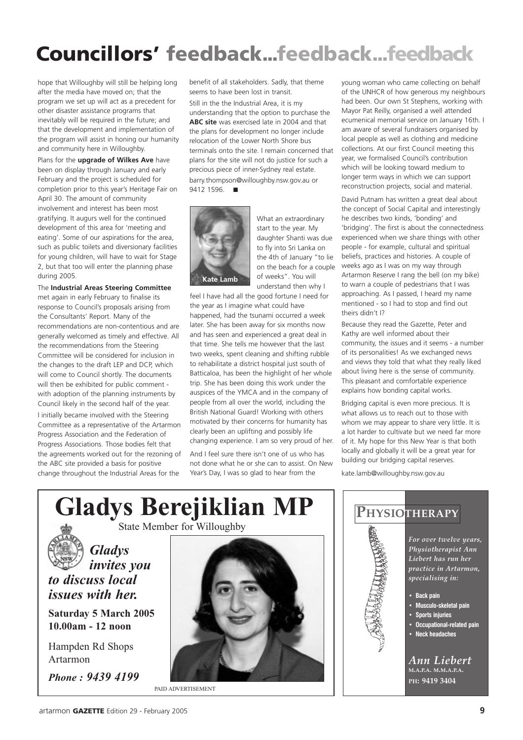# Councillors' feedback...feedback...feedback

hope that Willoughby will still be helping long after the media have moved on; that the program we set up will act as a precedent for other disaster assistance programs that inevitably will be required in the future; and that the development and implementation of the program will assist in honing our humanity and community here in Willoughby.

Plans for the **upgrade of Wilkes Ave** have been on display through January and early February and the project is scheduled for completion prior to this year's Heritage Fair on April 30. The amount of community involvement and interest has been most gratifying. It augurs well for the continued development of this area for 'meeting and eating'. Some of our aspirations for the area, such as public toilets and diversionary facilities for young children, will have to wait for Stage 2, but that too will enter the planning phase during 2005.

The **Industrial Areas Steering Committee** met again in early February to finalise its response to Council's proposals arising from the Consultants' Report. Many of the recommendations are non-contentious and are generally welcomed as timely and effective. All the recommendations from the Steering Committee will be considered for inclusion in the changes to the draft LEP and DCP, which will come to Council shortly. The documents will then be exhibited for public comment - with adoption of the planning instruments by Council likely in the second half of the year.

I initially became involved with the Steering Committee as a representative of the Artarmon Progress Association and the Federation of Progress Associations. Those bodies felt that the agreements worked out for the rezoning of the ABC site provided a basis for positive change throughout the Industrial Areas for the benefit of all stakeholders. Sadly, that theme seems to have been lost in transit.

Still in the the Industrial Area, it is my understanding that the option to purchase the **ABC site** was exercised late in 2004 and that the plans for development no longer include relocation of the Lower North Shore bus terminals onto the site. I remain concerned that plans for the site will not do justice for such a precious piece of inner-Sydney real estate.

barry.thompson@willoughby.nsw.gov.au or 9412 1596. ■

Kate Lamb

What an extraordinary start to the year. My daughter Shanti was due to fly into Sri Lanka on the 4th of January "to lie on the beach for a couple of weeks". You will understand then why I feel I have had all the good fortune I need for the year as I imagine what could have happened, had the tsunami occurred a week later. She has been away for six months now and has seen and experienced a great deal in that time. She tells me however that the last two weeks, spent cleaning and shifting rubble to rehabilitate a district hospital just south of Batticaloa, has been the highlight of her whole trip. She has been doing this work under the auspices of the YMCA and in the company of people from all over the world, including the British National Guard! Working with others motivated by their concerns for humanity has clearly been an uplifting and possibly life changing experience. I am so very proud of her.

And I feel sure there isn't one of us who has not done what he or she can to assist. On New Year's Day, I was so glad to hear from the young woman who came collecting on behalf of the UNHCR of how generous my neighbours had been. Our own St Stephens, working with Mayor Pat Reilly, organised a well attended ecumenical memorial service on January 16th. I am aware of several fundraisers organised by local people as well as clothing and medicine collections. At our first Council meeting this year, we formalised Council's contribution which will be looking toward medium to longer term ways in which we can support reconstruction projects, social and material.

David Putnam has written a great deal about the concept of Social Capital and interestingly he describes two kinds, 'bonding' and 'bridging'. The first is about the connectedness experienced when we share things with other people - for example, cultural and spiritual beliefs, practices and histories. A couple of weeks ago as I was on my way through Artarmon Reserve I rang the bell (on my bike) to warn a couple of pedestrians that I was approaching. As I passed, I heard my name mentioned - so I had to stop and find out theirs didn't I?

Because they read the Gazette, Peter and Kathy are well informed about their community, the issues and it seems - a number of its personalities! As we exchanged news and views they told that what they really liked about living here is the sense of community. This pleasant and comfortable experience explains how bonding capital works.

Bridging capital is even more precious. It is what allows us to reach out to those with whom we may appear to share very little. It is a lot harder to cultivate but we need far more of it. My hope for this New Year is that both locally and globally it will be a great year for building our bridging capital reserves.

kate.lamb@willoughby.nsw.gov.au

# Gladys Berejiklian MP

State Member for Willoughby

***Gladys invites you to discuss local issues with her.***

**Saturday 5 March 2005**
**10.00am - 12 noon**

Hampden Rd Shops
Artarmon

***Phone : 9439 4199***

PAID ADVERTISEMENT

## PHYSIOTHERAPY

*For over twelve years, Physiotherapist Ann Liebert has run her practice in Artarmon, specialising in:*

- **Back pain**
- **Musculo-skeletal pain**
- **Sports injuries**
- **Occupational-related pain**
- **Neck headaches**

*Ann Liebert*
M.A.P.A. M.M.A.P.A.
PH: 9419 3404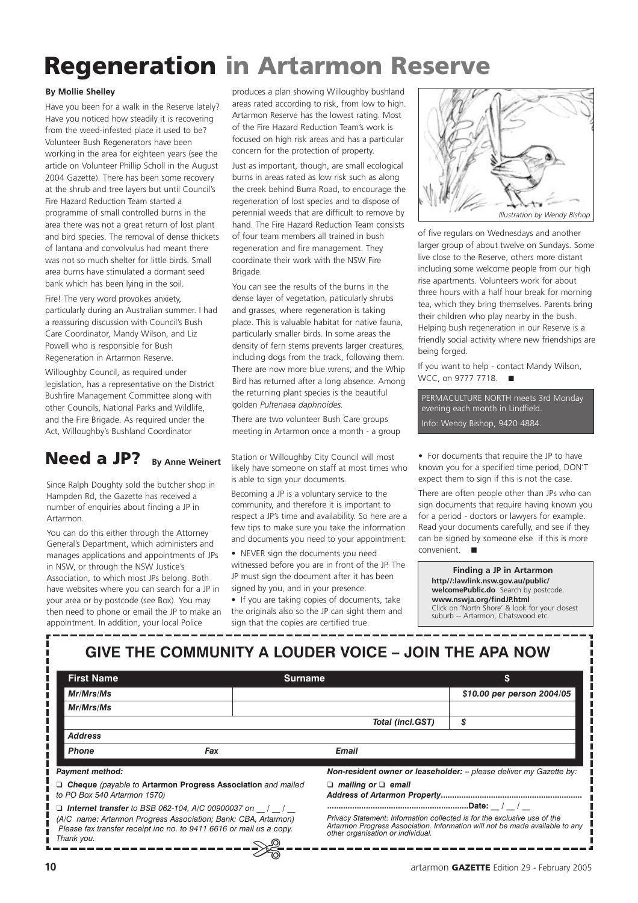# Regeneration in Artarmon Reserve

**By Mollie Shelley**

Have you been for a walk in the Reserve lately? Have you noticed how steadily it is recovering from the weed-infested place it used to be? Volunteer Bush Regenerators have been working in the area for eighteen years (see the article on Volunteer Phillip Scholl in the August 2004 Gazette). There has been some recovery at the shrub and tree layers but until Council's Fire Hazard Reduction Team started a programme of small controlled burns in the area there was not a great return of lost plant and bird species. The removal of dense thickets of lantana and convolvulus had meant there was not so much shelter for little birds. Small area burns have stimulated a dormant seed bank which has been lying in the soil.

Fire! The very word provokes anxiety, particularly during an Australian summer. I had a reassuring discussion with Council's Bush Care Coordinator, Mandy Wilson, and Liz Powell who is responsible for Bush Regeneration in Artarmon Reserve.

Willoughby Council, as required under legislation, has a representative on the District Bushfire Management Committee along with other Councils, National Parks and Wildlife, and the Fire Brigade. As required under the Act, Willoughby's Bushland Coordinator produces a plan showing Willoughby bushland areas rated according to risk, from low to high. Artarmon Reserve has the lowest rating. Most of the Fire Hazard Reduction Team's work is focused on high risk areas and has a particular concern for the protection of property.

Just as important, though, are small ecological burns in areas rated as low risk such as along the creek behind Burra Road, to encourage the regeneration of lost species and to dispose of perennial weeds that are difficult to remove by hand. The Fire Hazard Reduction Team consists of four team members all trained in bush regeneration and fire management. They coordinate their work with the NSW Fire Brigade.

You can see the results of the burns in the dense layer of vegetation, paticularly shrubs and grasses, where regeneration is taking place. This is valuable habitat for native fauna, particularly smaller birds. In some areas the density of fern stems prevents larger creatures, including dogs from the track, following them. There are now more blue wrens, and the Whip Bird has returned after a long absence. Among the returning plant species is the beautiful golden *Pultenaea daphnoides.*

There are two volunteer Bush Care groups meeting in Artarmon once a month - a group of five regulars on Wednesdays and another larger group of about twelve on Sundays. Some live close to the Reserve, others more distant including some welcome people from our high rise apartments. Volunteers work for about three hours with a half hour break for morning tea, which they bring themselves. Parents bring their children who play nearby in the bush. Helping bush regeneration in our Reserve is a friendly social activity where new friendships are being forged.

If you want to help - contact Mandy Wilson, WCC, on 9777 7718. ■

*Illustration by Wendy Bishop*

PERMACULTURE NORTH meets 3rd Monday evening each month in Lindfield.
Info: Wendy Bishop, 9420 4884.

# Need a JP? By Anne Weinert

Since Ralph Doughty sold the butcher shop in Hampden Rd, the Gazette has received a number of enquiries about finding a JP in Artarmon.

You can do this either through the Attorney General's Department, which administers and manages applications and appointments of JPs in NSW, or through the NSW Justice's Association, to which most JPs belong. Both have websites where you can search for a JP in your area or by postcode (see Box). You may then need to phone or email the JP to make an appointment. In addition, your local Police Station or Willoughby City Council will most likely have someone on staff at most times who is able to sign your documents.

Becoming a JP is a voluntary service to the community, and therefore it is important to respect a JP's time and availability. So here are a few tips to make sure you take the information and documents you need to your appointment:

- NEVER sign the documents you need witnessed before you are in front of the JP. The JP must sign the document after it has been signed by you, and in your presence.
- If you are taking copies of documents, take the originals also so the JP can sight them and sign that the copies are certified true.
- For documents that require the JP to have known you for a specified time period, DON'T expect them to sign if this is not the case.

There are often people other than JPs who can sign documents that require having known you for a period - doctors or lawyers for example. Read your documents carefully, and see if they can be signed by someone else if this is more convenient. ■

**Finding a JP in Artarmon**

**http//:lawlink.nsw.gov.au/public/welcomePublic.do** Search by postcode.
**www.nswja.org/findJP.html**
Click on 'North Shore' & look for your closest suburb -- Artarmon, Chatswood etc.

## GIVE THE COMMUNITY A LOUDER VOICE – JOIN THE APA NOW

| First Name | Surname | $ |
|---|---|---|
| *Mr/Mrs/Ms* | | *$10.00 per person 2004/05* |
| *Mr/Mrs/Ms* | | |
| | *Total (incl.GST)* | *$* |
| *Address* | | |
| *Phone* *Fax* | *Email* | |

***Payment method:***

❑ ***Cheque*** *(payable to* **Artarmon Progress Association** *and mailed to PO Box 540 Artarmon 1570)*

❑ ***Internet transfer*** *to BSB 062-104, A/C 00900037 on __ / __ / __ (A/C name: Artarmon Progress Association; Bank: CBA, Artarmon) Please fax transfer receipt inc no. to 9411 6616 or mail us a copy. Thank you.*

***Non-resident owner or leaseholder: –*** *please deliver my Gazette by:*

❑ ***mailing or*** ❑ ***email***

***Address of Artarmon Property..............................................................***

***............................................................Date: __ / __ / __***

*Privacy Statement: Information collected is for the exclusive use of the Artarmon Progress Association. Information will not be made available to any other organisation or individual.*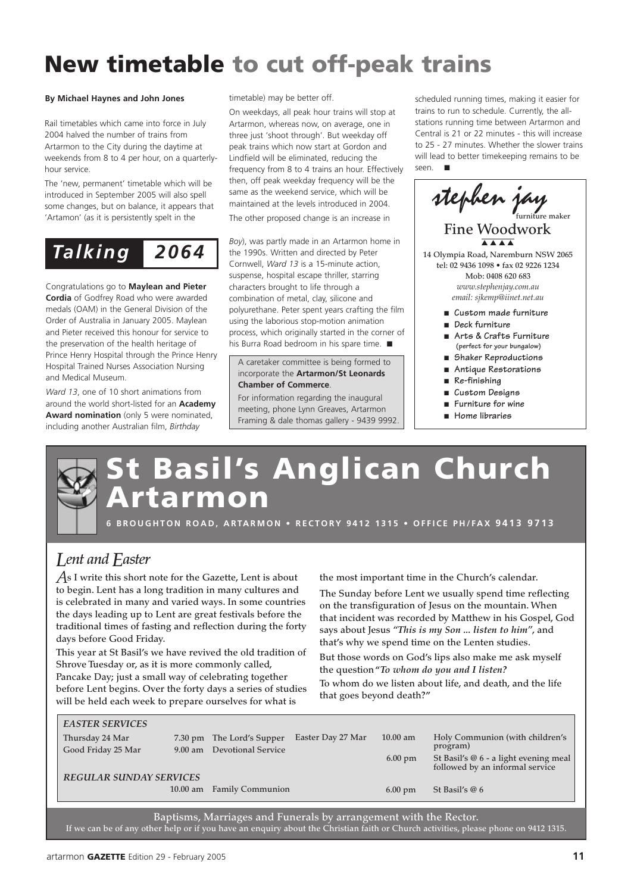# New timetable to cut off-peak trains

**By Michael Haynes and John Jones**

Rail timetables which came into force in July 2004 halved the number of trains from Artarmon to the City during the daytime at weekends from 8 to 4 per hour, on a quarterly-hour service.

The 'new, permanent' timetable which will be introduced in September 2005 will also spell some changes, but on balance, it appears that 'Artamon' (as it is persistently spelt in the timetable) may be better off.

On weekdays, all peak hour trains will stop at Artarmon, whereas now, on average, one in three just 'shoot through'. But weekday off peak trains which now start at Gordon and Lindfield will be eliminated, reducing the frequency from 8 to 4 trains an hour. Effectively then, off peak weekday frequency will be the same as the weekend service, which will be maintained at the levels introduced in 2004.

The other proposed change is an increase in scheduled running times, making it easier for trains to run to schedule. Currently, the all-stations running time between Artarmon and Central is 21 or 22 minutes - this will increase to 25 - 27 minutes. Whether the slower trains will lead to better timekeeping remains to be seen. ■

## *Talking 2064*

Congratulations go to **Maylean and Pieter Cordia** of Godfrey Road who were awarded medals (OAM) in the General Division of the Order of Australia in January 2005. Maylean and Pieter received this honour for service to the preservation of the health heritage of Prince Henry Hospital through the Prince Henry Hospital Trained Nurses Association Nursing and Medical Museum.

*Ward 13*, one of 10 short animations from around the world short-listed for an **Academy Award nomination** (only 5 were nominated, including another Australian film, *Birthday Boy*), was partly made in an Artarmon home in the 1990s. Written and directed by Peter Cornwell, *Ward 13* is a 15-minute action, suspense, hospital escape thriller, starring characters brought to life through a combination of metal, clay, silicone and polyurethane. Peter spent years crafting the film using the laborious stop-motion animation process, which originally started in the corner of his Burra Road bedroom in his spare time. ■

A caretaker committee is being formed to incorporate the **Artarmon/St Leonards Chamber of Commerce**.

For information regarding the inaugural meeting, phone Lynn Greaves, Artarmon Framing & dale thomas gallery - 9439 9992.

**stephen jay** furniture maker

**Fine Woodwork**

14 Olympia Road, Naremburn NSW 2065
tel: 02 9436 1098 • fax 02 9226 1234
Mob: 0408 620 683
*www.stephenjay.com.au*
*email: sjkemp@iinet.net.au*

- Custom made furniture
- Deck furniture
- Arts & Crafts Furniture (perfect for your bungalow)
- Shaker Reproductions
- Antique Restorations
- Re-finishing
- Custom Designs
- Furniture for wine
- Home libraries

# St Basil's Anglican Church Artarmon

**6 BROUGHTON ROAD, ARTARMON • RECTORY 9412 1315 • OFFICE PH/FAX 9413 9713**

## *Lent and Easter*

As I write this short note for the Gazette, Lent is about to begin. Lent has a long tradition in many cultures and is celebrated in many and varied ways. In some countries the days leading up to Lent are great festivals before the traditional times of fasting and reflection during the forty days before Good Friday.

This year at St Basil's we have revived the old tradition of Shrove Tuesday or, as it is more commonly called, Pancake Day; just a small way of celebrating together before Lent begins. Over the forty days a series of studies will be held each week to prepare ourselves for what is the most important time in the Church's calendar.

The Sunday before Lent we usually spend time reflecting on the transfiguration of Jesus on the mountain. When that incident was recorded by Matthew in his Gospel, God says about Jesus *"This is my Son ... listen to him"*, and that's why we spend time on the Lenten studies.

But those words on God's lips also make me ask myself the question *"To whom do you and I listen?*
To whom do we listen about life, and death, and the life that goes beyond death?"

| | | | | | |
|---|---|---|---|---|---|
| ***EASTER SERVICES*** | | | | | |
| Thursday 24 Mar | 7.30 pm | The Lord's Supper | Easter Day 27 Mar | 10.00 am | Holy Communion (with children's program) |
| Good Friday 25 Mar | 9.00 am | Devotional Service | | 6.00 pm | St Basil's @ 6 - a light evening meal followed by an informal service |
| ***REGULAR SUNDAY SERVICES*** | | | | | |
| | 10.00 am | Family Communion | | 6.00 pm | St Basil's @ 6 |

Baptisms, Marriages and Funerals by arrangement with the Rector.
If we can be of any other help or if you have an enquiry about the Christian faith or Church activities, please phone on 9412 1315.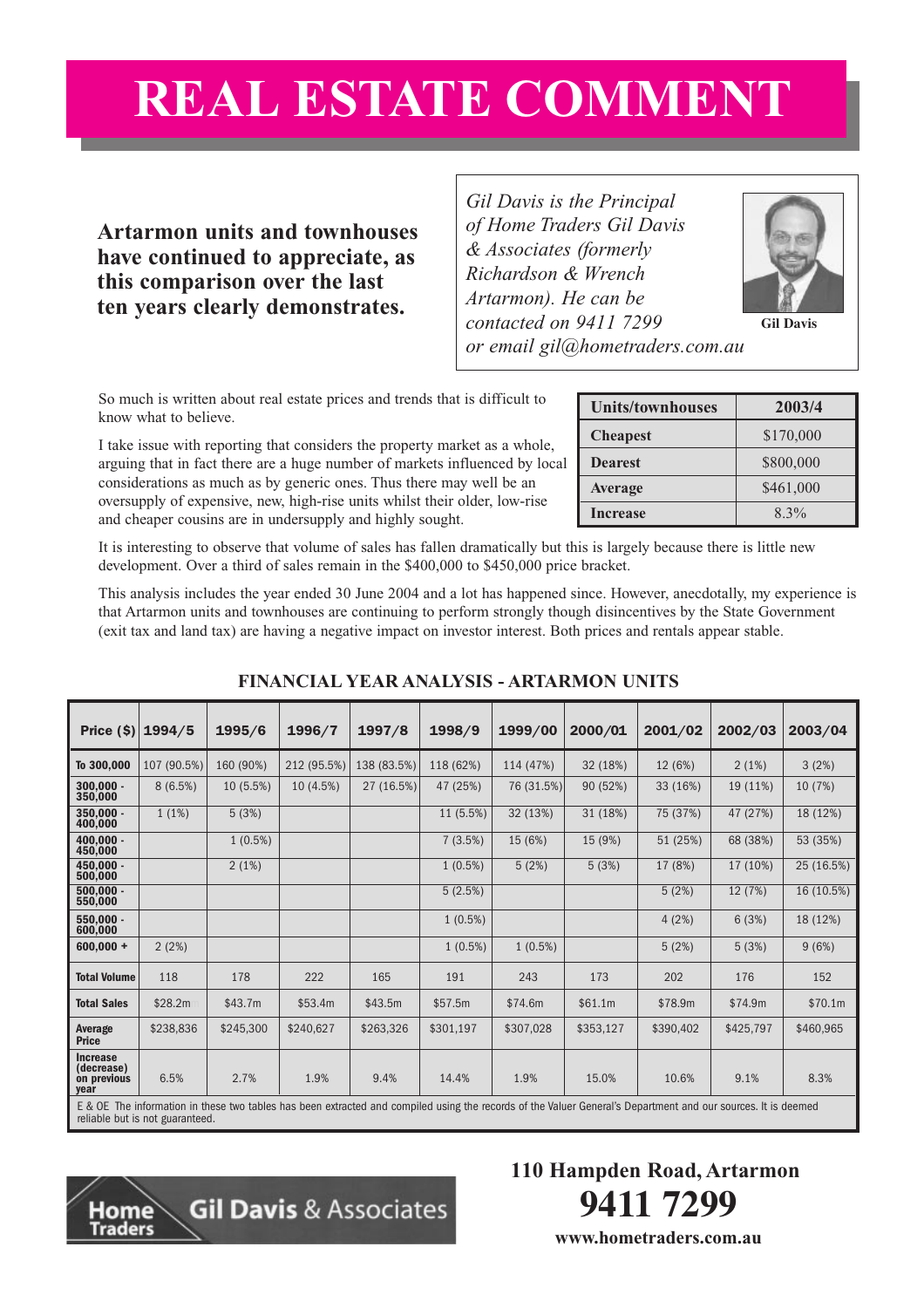# REAL ESTATE COMMENT

**Artarmon units and townhouses have continued to appreciate, as this comparison over the last ten years clearly demonstrates.**

*Gil Davis is the Principal of Home Traders Gil Davis & Associates (formerly Richardson & Wrench Artarmon). He can be contacted on 9411 7299 or email gil@hometraders.com.au*

**Gil Davis**

So much is written about real estate prices and trends that is difficult to know what to believe.

I take issue with reporting that considers the property market as a whole, arguing that in fact there are a huge number of markets influenced by local considerations as much as by generic ones. Thus there may well be an oversupply of expensive, new, high-rise units whilst their older, low-rise and cheaper cousins are in undersupply and highly sought.

| Units/townhouses | 2003/4 |
|---|---|
| Cheapest | $170,000 |
| Dearest | $800,000 |
| Average | $461,000 |
| Increase | 8.3% |

It is interesting to observe that volume of sales has fallen dramatically but this is largely because there is little new development. Over a third of sales remain in the $400,000 to $450,000 price bracket.

This analysis includes the year ended 30 June 2004 and a lot has happened since. However, anecdotally, my experience is that Artarmon units and townhouses are continuing to perform strongly though disincentives by the State Government (exit tax and land tax) are having a negative impact on investor interest. Both prices and rentals appear stable.

## FINANCIAL YEAR ANALYSIS - ARTARMON UNITS

| Price ($) | 1994/5 | 1995/6 | 1996/7 | 1997/8 | 1998/9 | 1999/00 | 2000/01 | 2001/02 | 2002/03 | 2003/04 |
|---|---|---|---|---|---|---|---|---|---|---|
| To 300,000 | 107 (90.5%) | 160 (90%) | 212 (95.5%) | 138 (83.5%) | 118 (62%) | 114 (47%) | 32 (18%) | 12 (6%) | 2 (1%) | 3 (2%) |
| 300,000 - 350,000 | 8 (6.5%) | 10 (5.5%) | 10 (4.5%) | 27 (16.5%) | 47 (25%) | 76 (31.5%) | 90 (52%) | 33 (16%) | 19 (11%) | 10 (7%) |
| 350,000 - 400,000 | 1 (1%) | 5 (3%) | | | 11 (5.5%) | 32 (13%) | 31 (18%) | 75 (37%) | 47 (27%) | 18 (12%) |
| 400,000 - 450,000 | | 1 (0.5%) | | | 7 (3.5%) | 15 (6%) | 15 (9%) | 51 (25%) | 68 (38%) | 53 (35%) |
| 450,000 - 500,000 | | 2 (1%) | | | 1 (0.5%) | 5 (2%) | 5 (3%) | 17 (8%) | 17 (10%) | 25 (16.5%) |
| 500,000 - 550,000 | | | | | 5 (2.5%) | | | 5 (2%) | 12 (7%) | 16 (10.5%) |
| 550,000 - 600,000 | | | | | 1 (0.5%) | | | 4 (2%) | 6 (3%) | 18 (12%) |
| 600,000 + | 2 (2%) | | | | 1 (0.5%) | 1 (0.5%) | | 5 (2%) | 5 (3%) | 9 (6%) |
| Total Volume | 118 | 178 | 222 | 165 | 191 | 243 | 173 | 202 | 176 | 152 |
| Total Sales | $28.2m | $43.7m | $53.4m | $43.5m | $57.5m | $74.6m | $61.1m | $78.9m | $74.9m | $70.1m |
| Average Price | $238,836 | $245,300 | $240,627 | $263,326 | $301,197 | $307,028 | $353,127 | $390,402 | $425,797 | $460,965 |
| Increase (decrease) on previous year | 6.5% | 2.7% | 1.9% | 9.4% | 14.4% | 1.9% | 15.0% | 10.6% | 9.1% | 8.3% |

E & OE The information in these two tables has been extracted and compiled using the records of the Valuer General's Department and our sources. It is deemed reliable but is not guaranteed.

Home Traders **Gil Davis** & Associates

**110 Hampden Road, Artarmon**

**9411 7299**

**www.hometraders.com.au**